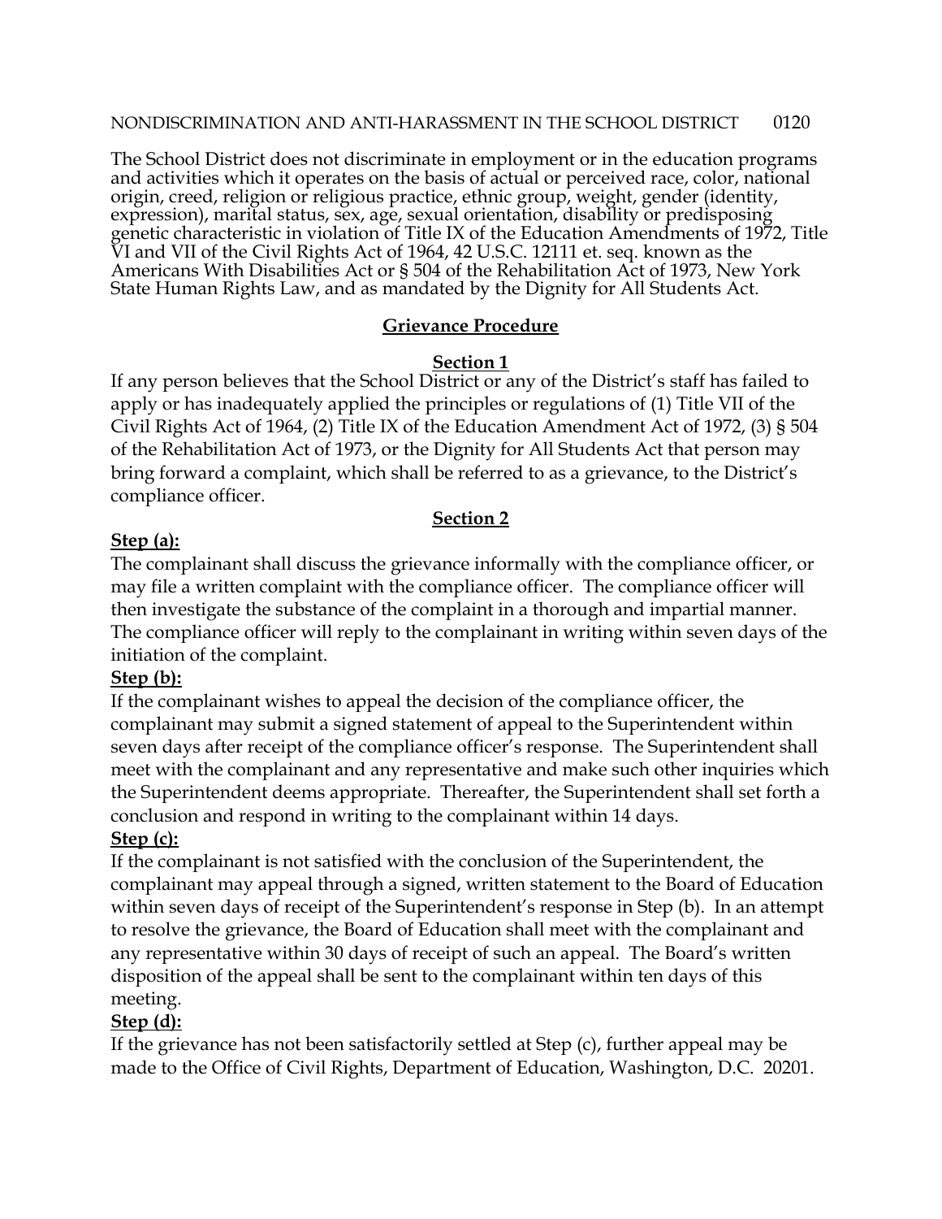# NONDISCRIMINATION AND ANTI-HARASSMENT IN THE SCHOOL DISTRICT 0120

The School District does not discriminate in employment or in the education programs and activities which it operates on the basis of actual or perceived race, color, national origin, creed, religion or religious practice, ethnic group, weight, gender (identity, expression), marital status, sex, age, sexual orientation, disability or predisposing genetic characteristic in violation of Title IX of the Education Amendments of 1972, Title VI and VII of the Civil Rights Act of 1964, 42 U.S.C. 12111 et. seq. known as the Americans With Disabilities Act or § 504 of the Rehabilitation Act of 1973, New York State Human Rights Law, and as mandated by the Dignity for All Students Act.

## Grievance Procedure

### Section 1

If any person believes that the School District or any of the District's staff has failed to apply or has inadequately applied the principles or regulations of (1) Title VII of the Civil Rights Act of 1964, (2) Title IX of the Education Amendment Act of 1972, (3) § 504 of the Rehabilitation Act of 1973, or the Dignity for All Students Act that person may bring forward a complaint, which shall be referred to as a grievance, to the District's compliance officer.

### Section 2

**Step (a):**

The complainant shall discuss the grievance informally with the compliance officer, or may file a written complaint with the compliance officer. The compliance officer will then investigate the substance of the complaint in a thorough and impartial manner. The compliance officer will reply to the complainant in writing within seven days of the initiation of the complaint.

**Step (b):**

If the complainant wishes to appeal the decision of the compliance officer, the complainant may submit a signed statement of appeal to the Superintendent within seven days after receipt of the compliance officer's response. The Superintendent shall meet with the complainant and any representative and make such other inquiries which the Superintendent deems appropriate. Thereafter, the Superintendent shall set forth a conclusion and respond in writing to the complainant within 14 days.

**Step (c):**

If the complainant is not satisfied with the conclusion of the Superintendent, the complainant may appeal through a signed, written statement to the Board of Education within seven days of receipt of the Superintendent's response in Step (b). In an attempt to resolve the grievance, the Board of Education shall meet with the complainant and any representative within 30 days of receipt of such an appeal. The Board's written disposition of the appeal shall be sent to the complainant within ten days of this meeting.

**Step (d):**

If the grievance has not been satisfactorily settled at Step (c), further appeal may be made to the Office of Civil Rights, Department of Education, Washington, D.C. 20201.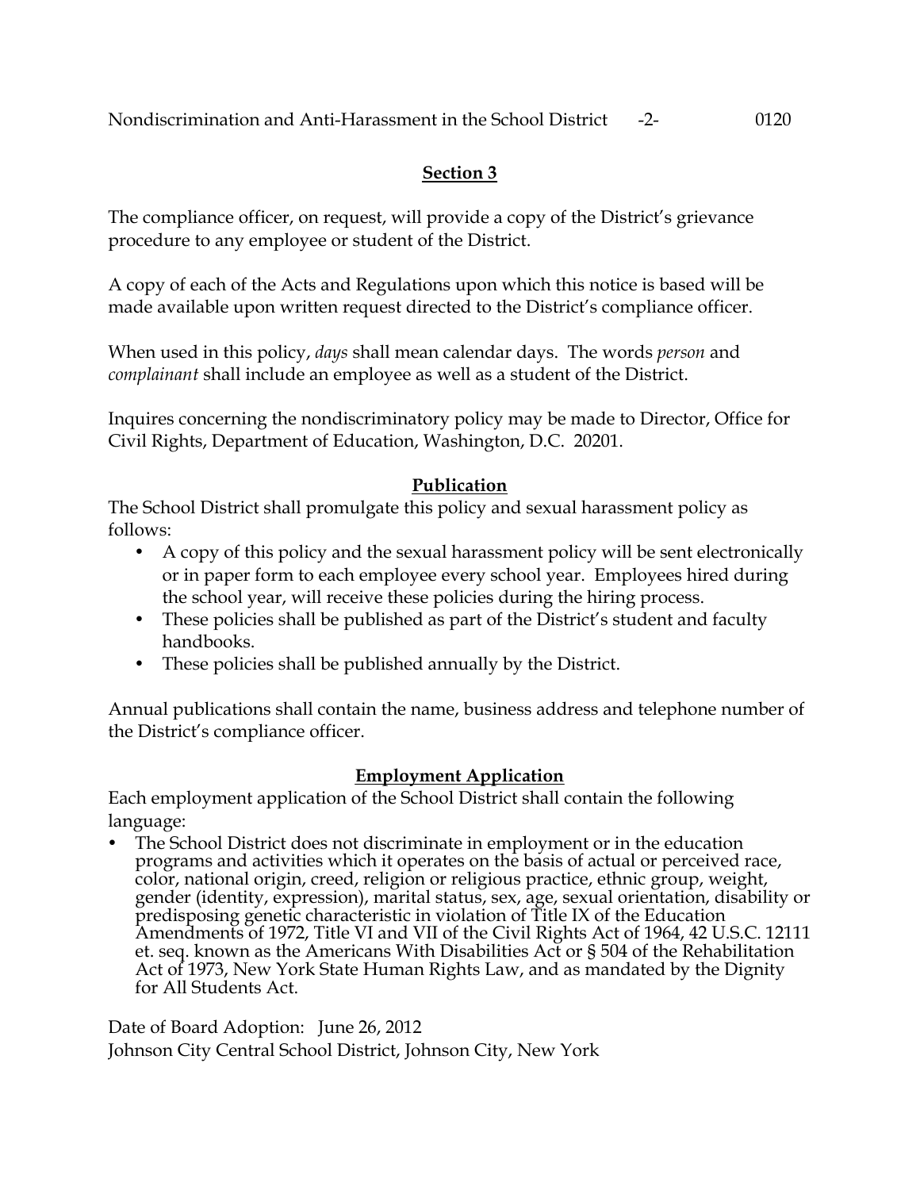## Section 3

The compliance officer, on request, will provide a copy of the District's grievance procedure to any employee or student of the District.

A copy of each of the Acts and Regulations upon which this notice is based will be made available upon written request directed to the District's compliance officer.

When used in this policy, *days* shall mean calendar days. The words *person* and *complainant* shall include an employee as well as a student of the District.

Inquires concerning the nondiscriminatory policy may be made to Director, Office for Civil Rights, Department of Education, Washington, D.C. 20201.

## Publication

The School District shall promulgate this policy and sexual harassment policy as follows:

- A copy of this policy and the sexual harassment policy will be sent electronically or in paper form to each employee every school year. Employees hired during the school year, will receive these policies during the hiring process.
- These policies shall be published as part of the District's student and faculty handbooks.
- These policies shall be published annually by the District.

Annual publications shall contain the name, business address and telephone number of the District's compliance officer.

## Employment Application

Each employment application of the School District shall contain the following language:

- The School District does not discriminate in employment or in the education programs and activities which it operates on the basis of actual or perceived race, color, national origin, creed, religion or religious practice, ethnic group, weight, gender (identity, expression), marital status, sex, age, sexual orientation, disability or predisposing genetic characteristic in violation of Title IX of the Education Amendments of 1972, Title VI and VII of the Civil Rights Act of 1964, 42 U.S.C. 12111 et. seq. known as the Americans With Disabilities Act or § 504 of the Rehabilitation Act of 1973, New York State Human Rights Law, and as mandated by the Dignity for All Students Act.

Date of Board Adoption: June 26, 2012
Johnson City Central School District, Johnson City, New York